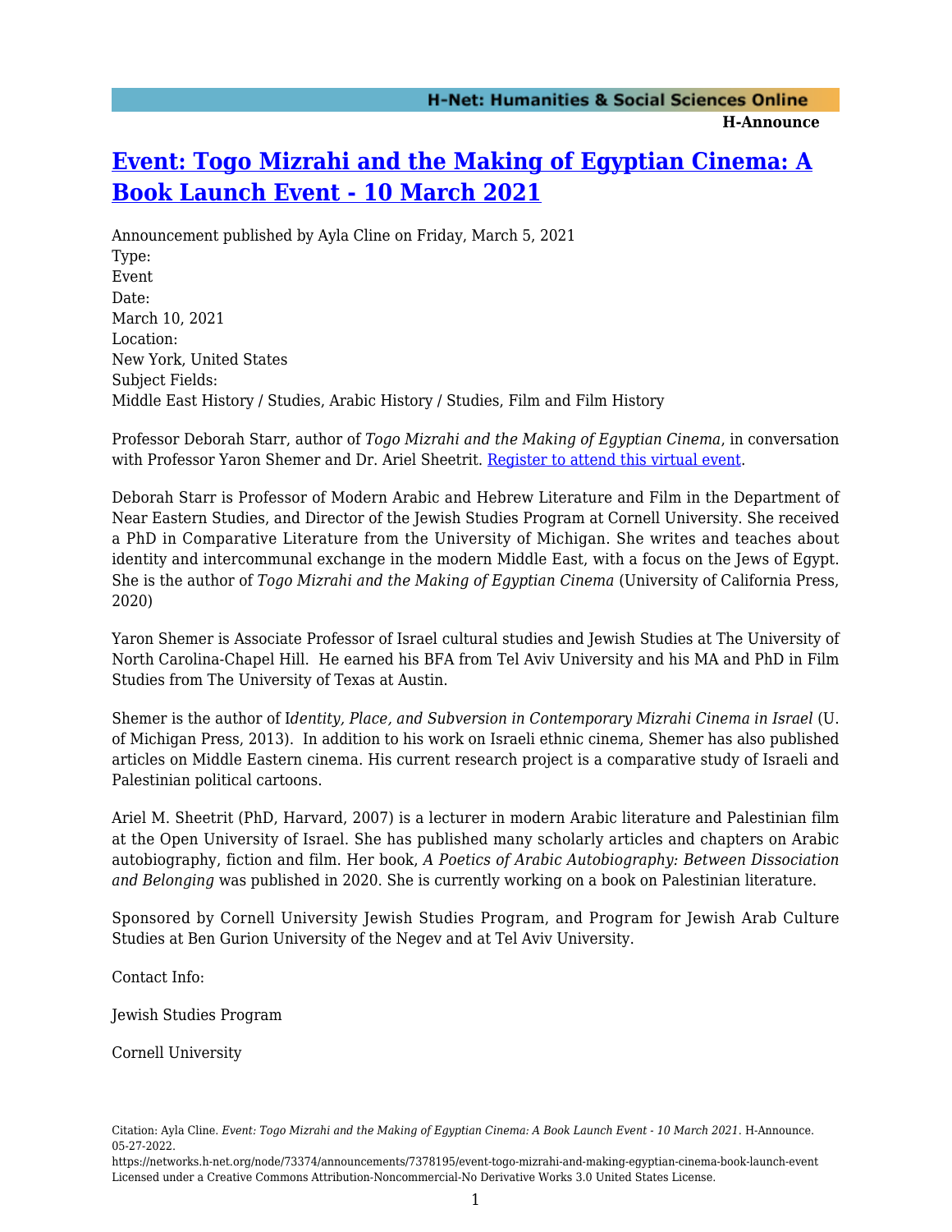# [Event: Togo Mizrahi and the Making of Egyptian Cinema: A Book Launch Event - 10 March 2021](https://networks.h-net.org/node/73374/announcements/7378195/event-togo-mizrahi-and-making-egyptian-cinema-book-launch-event)

Announcement published by Ayla Cline on Friday, March 5, 2021

Type:
Event

Date:
March 10, 2021

Location:
New York, United States

Subject Fields:
Middle East History / Studies, Arabic History / Studies, Film and Film History

Professor Deborah Starr, author of *Togo Mizrahi and the Making of Egyptian Cinema*, in conversation with Professor Yaron Shemer and Dr. Ariel Sheetrit. Register to attend this virtual event.

Deborah Starr is Professor of Modern Arabic and Hebrew Literature and Film in the Department of Near Eastern Studies, and Director of the Jewish Studies Program at Cornell University. She received a PhD in Comparative Literature from the University of Michigan. She writes and teaches about identity and intercommunal exchange in the modern Middle East, with a focus on the Jews of Egypt. She is the author of *Togo Mizrahi and the Making of Egyptian Cinema* (University of California Press, 2020)

Yaron Shemer is Associate Professor of Israel cultural studies and Jewish Studies at The University of North Carolina-Chapel Hill. He earned his BFA from Tel Aviv University and his MA and PhD in Film Studies from The University of Texas at Austin.

Shemer is the author of I*dentity, Place, and Subversion in Contemporary Mizrahi Cinema in Israel* (U. of Michigan Press, 2013). In addition to his work on Israeli ethnic cinema, Shemer has also published articles on Middle Eastern cinema. His current research project is a comparative study of Israeli and Palestinian political cartoons.

Ariel M. Sheetrit (PhD, Harvard, 2007) is a lecturer in modern Arabic literature and Palestinian film at the Open University of Israel. She has published many scholarly articles and chapters on Arabic autobiography, fiction and film. Her book, *A Poetics of Arabic Autobiography: Between Dissociation and Belonging* was published in 2020. She is currently working on a book on Palestinian literature.

Sponsored by Cornell University Jewish Studies Program, and Program for Jewish Arab Culture Studies at Ben Gurion University of the Negev and at Tel Aviv University.

Contact Info:

Jewish Studies Program

Cornell University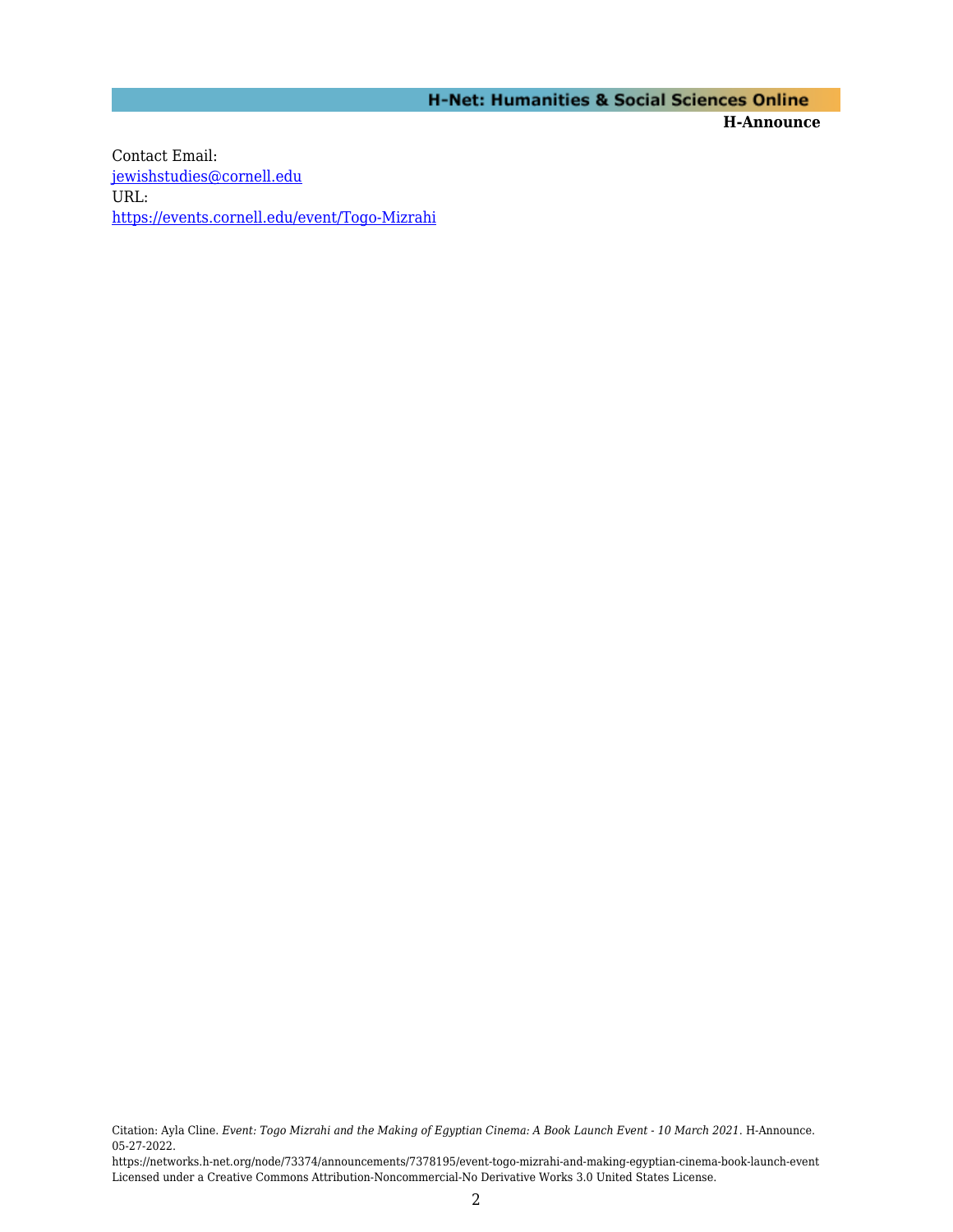Contact Email:
[jewishstudies@cornell.edu](mailto:jewishstudies@cornell.edu)
URL:
[https://events.cornell.edu/event/Togo-Mizrahi](https://events.cornell.edu/event/Togo-Mizrahi)